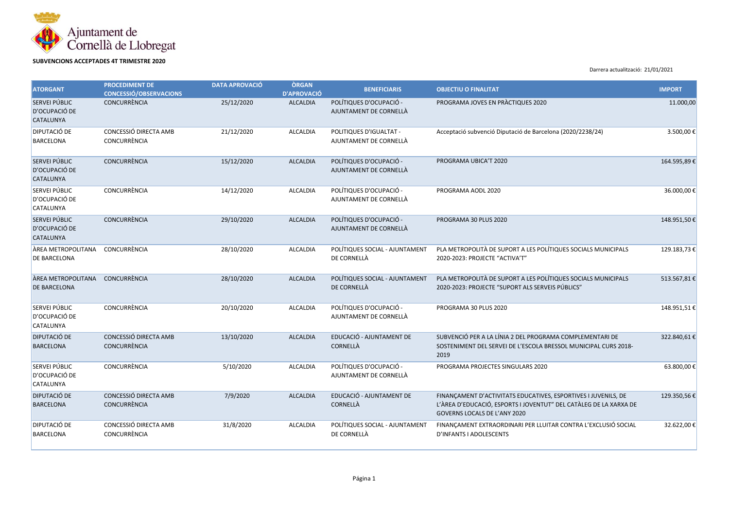Ajuntament de Cornellà de Llobregat

**SUBVENCIONS ACCEPTADES 4T TRIMESTRE 2020**

Darrera actualització: 21/01/2021

| ATORGANT | PROCEDIMENT DE CONCESSIÓ/OBSERVACIONS | DATA APROVACIÓ | ÒRGAN D'APROVACIÓ | BENEFICIARIS | OBJECTIU O FINALITAT | IMPORT |
|---|---|---|---|---|---|---|
| SERVEI PÚBLIC D'OCUPACIÓ DE CATALUNYA | CONCURRÈNCIA | 25/12/2020 | ALCALDIA | POLÍTIQUES D'OCUPACIÓ - AJUNTAMENT DE CORNELLÀ | PROGRAMA JOVES EN PRÀCTIQUES 2020 | 11.000,00 |
| DIPUTACIÓ DE BARCELONA | CONCESSIÓ DIRECTA AMB CONCURRÈNCIA | 21/12/2020 | ALCALDIA | POLITIQUES D'IGUALTAT - AJUNTAMENT DE CORNELLÀ | Acceptació subvenció Diputació de Barcelona (2020/2238/24) | 3.500,00 € |
| SERVEI PÚBLIC D'OCUPACIÓ DE CATALUNYA | CONCURRÈNCIA | 15/12/2020 | ALCALDIA | POLÍTIQUES D'OCUPACIÓ - AJUNTAMENT DE CORNELLÀ | PROGRAMA UBICA'T 2020 | 164.595,89 € |
| SERVEI PÚBLIC D'OCUPACIÓ DE CATALUNYA | CONCURRÈNCIA | 14/12/2020 | ALCALDIA | POLÍTIQUES D'OCUPACIÓ - AJUNTAMENT DE CORNELLÀ | PROGRAMA AODL 2020 | 36.000,00 € |
| SERVEI PÚBLIC D'OCUPACIÓ DE CATALUNYA | CONCURRÈNCIA | 29/10/2020 | ALCALDIA | POLÍTIQUES D'OCUPACIÓ - AJUNTAMENT DE CORNELLÀ | PROGRAMA 30 PLUS 2020 | 148.951,50 € |
| ÀREA METROPOLITANA DE BARCELONA | CONCURRÈNCIA | 28/10/2020 | ALCALDIA | POLÍTIQUES SOCIAL - AJUNTAMENT DE CORNELLÀ | PLA METROPOLITÀ DE SUPORT A LES POLÍTIQUES SOCIALS MUNICIPALS 2020-2023: PROJECTE "ACTIVA'T" | 129.183,73 € |
| ÀREA METROPOLITANA DE BARCELONA | CONCURRÈNCIA | 28/10/2020 | ALCALDIA | POLÍTIQUES SOCIAL - AJUNTAMENT DE CORNELLÀ | PLA METROPOLITÀ DE SUPORT A LES POLÍTIQUES SOCIALS MUNICIPALS 2020-2023: PROJECTE "SUPORT ALS SERVEIS PÚBLICS" | 513.567,81 € |
| SERVEI PÚBLIC D'OCUPACIÓ DE CATALUNYA | CONCURRÈNCIA | 20/10/2020 | ALCALDIA | POLÍTIQUES D'OCUPACIÓ - AJUNTAMENT DE CORNELLÀ | PROGRAMA 30 PLUS 2020 | 148.951,51 € |
| DIPUTACIÓ DE BARCELONA | CONCESSIÓ DIRECTA AMB CONCURRÈNCIA | 13/10/2020 | ALCALDIA | EDUCACIÓ - AJUNTAMENT DE CORNELLÀ | SUBVENCIÓ PER A LA LÍNIA 2 DEL PROGRAMA COMPLEMENTARI DE SOSTENIMENT DEL SERVEI DE L'ESCOLA BRESSOL MUNICIPAL CURS 2018-2019 | 322.840,61 € |
| SERVEI PÚBLIC D'OCUPACIÓ DE CATALUNYA | CONCURRÈNCIA | 5/10/2020 | ALCALDIA | POLÍTIQUES D'OCUPACIÓ - AJUNTAMENT DE CORNELLÀ | PROGRAMA PROJECTES SINGULARS 2020 | 63.800,00 € |
| DIPUTACIÓ DE BARCELONA | CONCESSIÓ DIRECTA AMB CONCURRÈNCIA | 7/9/2020 | ALCALDIA | EDUCACIÓ - AJUNTAMENT DE CORNELLÀ | FINANÇAMENT D'ACTIVITATS EDUCATIVES, ESPORTIVES I JUVENILS, DE L'ÀREA D'EDUCACIÓ, ESPORTS I JOVENTUT" DEL CATÀLEG DE LA XARXA DE GOVERNS LOCALS DE L'ANY 2020 | 129.350,56 € |
| DIPUTACIÓ DE BARCELONA | CONCESSIÓ DIRECTA AMB CONCURRÈNCIA | 31/8/2020 | ALCALDIA | POLÍTIQUES SOCIAL - AJUNTAMENT DE CORNELLÀ | FINANÇAMENT EXTRAORDINARI PER LLUITAR CONTRA L'EXCLUSIÓ SOCIAL D'INFANTS I ADOLESCENTS | 32.622,00 € |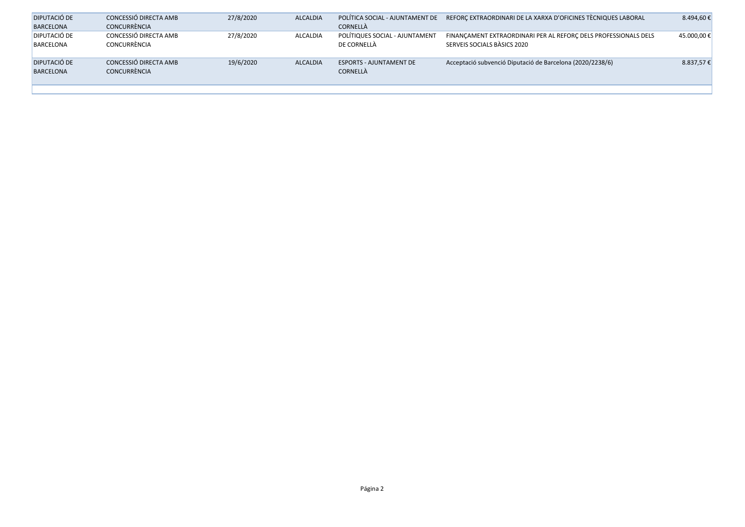| | | | | | | |
|---|---|---|---|---|---|---|
| DIPUTACIÓ DE BARCELONA | CONCESSIÓ DIRECTA AMB CONCURRÈNCIA | 27/8/2020 | ALCALDIA | POLÍTICA SOCIAL - AJUNTAMENT DE CORNELLÀ | REFORÇ EXTRAORDINARI DE LA XARXA D'OFICINES TÈCNIQUES LABORAL | 8.494,60 € |
| DIPUTACIÓ DE BARCELONA | CONCESSIÓ DIRECTA AMB CONCURRÈNCIA | 27/8/2020 | ALCALDIA | POLÍTIQUES SOCIAL - AJUNTAMENT DE CORNELLÀ | FINANÇAMENT EXTRAORDINARI PER AL REFORÇ DELS PROFESSIONALS DELS SERVEIS SOCIALS BÀSICS 2020 | 45.000,00 € |
| DIPUTACIÓ DE BARCELONA | CONCESSIÓ DIRECTA AMB CONCURRÈNCIA | 19/6/2020 | ALCALDIA | ESPORTS - AJUNTAMENT DE CORNELLÀ | Acceptació subvenció Diputació de Barcelona (2020/2238/6) | 8.837,57 € |